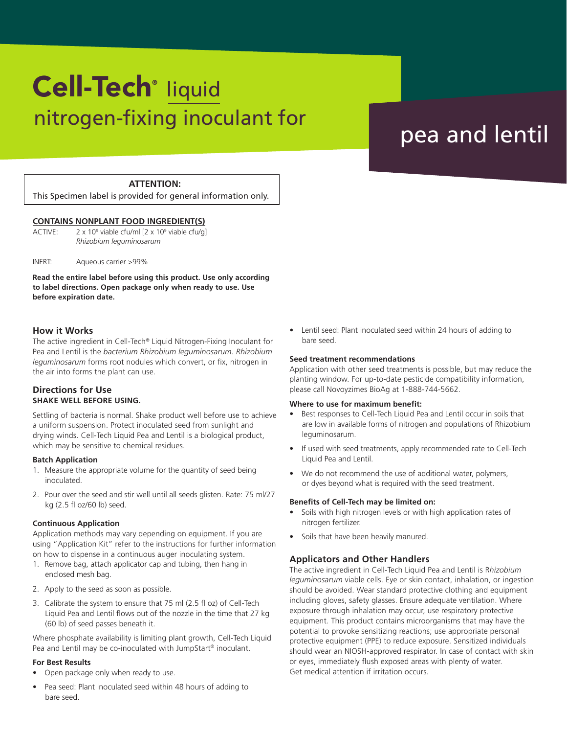# Cell-Tech® liquid nitrogen-fixing inoculant for pea and lentil

**ATTENTION:**
This Specimen label is provided for general information only.

**CONTAINS NONPLANT FOOD INGREDIENT(S)**

ACTIVE: $2 \times 10^9$ viable cfu/ml [$2 \times 10^9$ viable cfu/g] *Rhizobium leguminosarum*

INERT: Aqueous carrier >99%

**Read the entire label before using this product. Use only according to label directions. Open package only when ready to use. Use before expiration date.**

## How it Works

The active ingredient in Cell-Tech® Liquid Nitrogen-Fixing Inoculant for Pea and Lentil is the *bacterium Rhizobium leguminosarum*. *Rhizobium leguminosarum* forms root nodules which convert, or fix, nitrogen in the air into forms the plant can use.

## Directions for Use

**SHAKE WELL BEFORE USING.**

Settling of bacteria is normal. Shake product well before use to achieve a uniform suspension. Protect inoculated seed from sunlight and drying winds. Cell-Tech Liquid Pea and Lentil is a biological product, which may be sensitive to chemical residues.

### Batch Application

1. Measure the appropriate volume for the quantity of seed being inoculated.
2. Pour over the seed and stir well until all seeds glisten. Rate: 75 ml/27 kg (2.5 fl oz/60 lb) seed.

### Continuous Application

Application methods may vary depending on equipment. If you are using "Application Kit" refer to the instructions for further information on how to dispense in a continuous auger inoculating system.

1. Remove bag, attach applicator cap and tubing, then hang in enclosed mesh bag.
2. Apply to the seed as soon as possible.
3. Calibrate the system to ensure that 75 ml (2.5 fl oz) of Cell-Tech Liquid Pea and Lentil flows out of the nozzle in the time that 27 kg (60 lb) of seed passes beneath it.

Where phosphate availability is limiting plant growth, Cell-Tech Liquid Pea and Lentil may be co-inoculated with JumpStart® inoculant.

### For Best Results

- Open package only when ready to use.
- Pea seed: Plant inoculated seed within 48 hours of adding to bare seed.
- Lentil seed: Plant inoculated seed within 24 hours of adding to bare seed.

### Seed treatment recommendations

Application with other seed treatments is possible, but may reduce the planting window. For up-to-date pesticide compatibility information, please call Novoyzimes BioAg at 1-888-744-5662.

### Where to use for maximum benefit:

- Best responses to Cell-Tech Liquid Pea and Lentil occur in soils that are low in available forms of nitrogen and populations of Rhizobium leguminosarum.
- If used with seed treatments, apply recommended rate to Cell-Tech Liquid Pea and Lentil.
- We do not recommend the use of additional water, polymers, or dyes beyond what is required with the seed treatment.

### Benefits of Cell-Tech may be limited on:

- Soils with high nitrogen levels or with high application rates of nitrogen fertilizer.
- Soils that have been heavily manured.

## Applicators and Other Handlers

The active ingredient in Cell-Tech Liquid Pea and Lentil is R*hizobium leguminosarum* viable cells. Eye or skin contact, inhalation, or ingestion should be avoided. Wear standard protective clothing and equipment including gloves, safety glasses. Ensure adequate ventilation. Where exposure through inhalation may occur, use respiratory protective equipment. This product contains microorganisms that may have the potential to provoke sensitizing reactions; use appropriate personal protective equipment (PPE) to reduce exposure. Sensitized individuals should wear an NIOSH-approved respirator. In case of contact with skin or eyes, immediately flush exposed areas with plenty of water. Get medical attention if irritation occurs.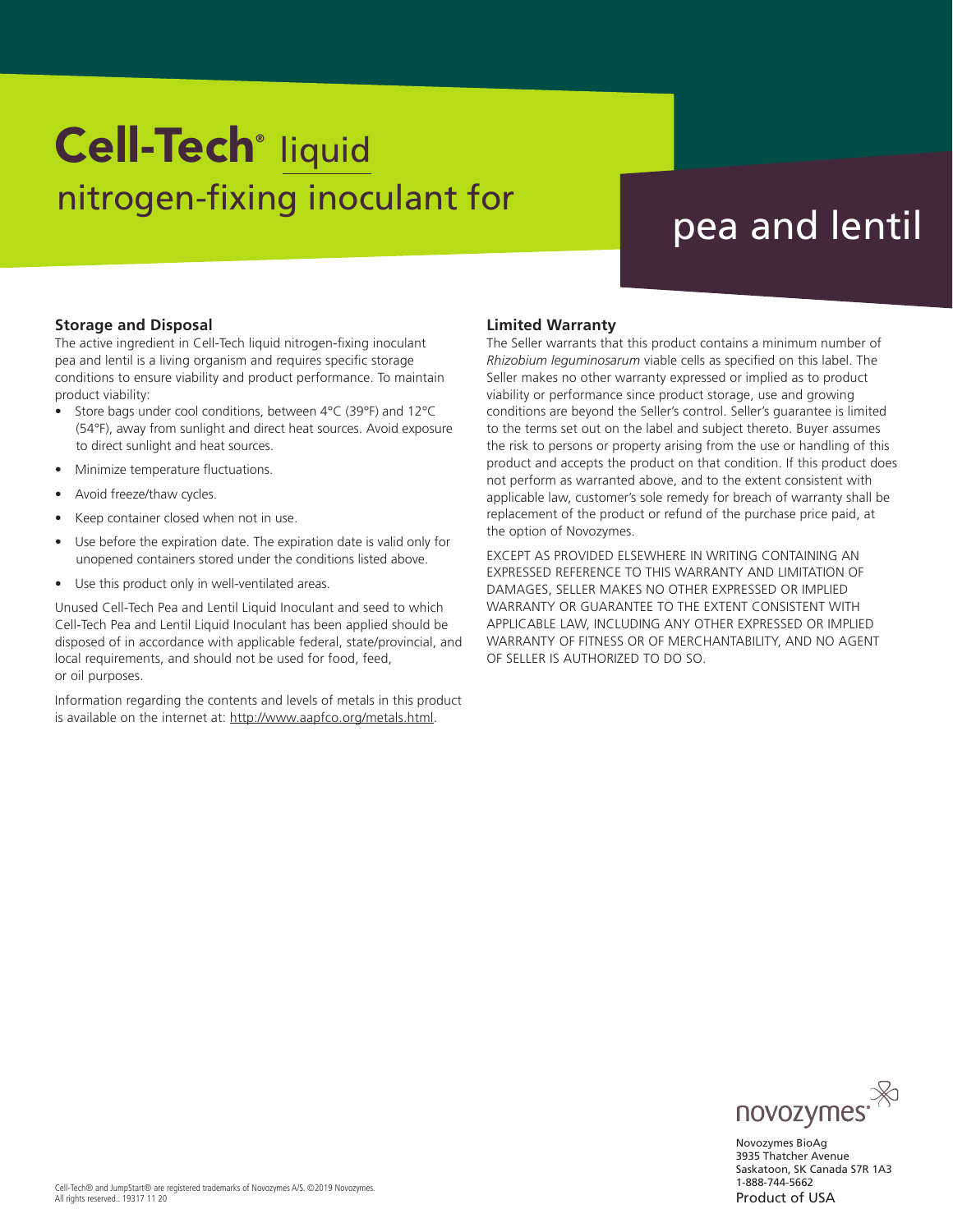# Cell-Tech® liquid nitrogen-fixing inoculant for pea and lentil

## Storage and Disposal

The active ingredient in Cell-Tech liquid nitrogen-fixing inoculant pea and lentil is a living organism and requires specific storage conditions to ensure viability and product performance. To maintain product viability:

- Store bags under cool conditions, between 4°C (39°F) and 12°C (54°F), away from sunlight and direct heat sources. Avoid exposure to direct sunlight and heat sources.
- Minimize temperature fluctuations.
- Avoid freeze/thaw cycles.
- Keep container closed when not in use.
- Use before the expiration date. The expiration date is valid only for unopened containers stored under the conditions listed above.
- Use this product only in well-ventilated areas.

Unused Cell-Tech Pea and Lentil Liquid Inoculant and seed to which Cell-Tech Pea and Lentil Liquid Inoculant has been applied should be disposed of in accordance with applicable federal, state/provincial, and local requirements, and should not be used for food, feed, or oil purposes.

Information regarding the contents and levels of metals in this product is available on the internet at: http://www.aapfco.org/metals.html.

## Limited Warranty

The Seller warrants that this product contains a minimum number of *Rhizobium leguminosarum* viable cells as specified on this label. The Seller makes no other warranty expressed or implied as to product viability or performance since product storage, use and growing conditions are beyond the Seller's control. Seller's guarantee is limited to the terms set out on the label and subject thereto. Buyer assumes the risk to persons or property arising from the use or handling of this product and accepts the product on that condition. If this product does not perform as warranted above, and to the extent consistent with applicable law, customer's sole remedy for breach of warranty shall be replacement of the product or refund of the purchase price paid, at the option of Novozymes.

EXCEPT AS PROVIDED ELSEWHERE IN WRITING CONTAINING AN EXPRESSED REFERENCE TO THIS WARRANTY AND LIMITATION OF DAMAGES, SELLER MAKES NO OTHER EXPRESSED OR IMPLIED WARRANTY OR GUARANTEE TO THE EXTENT CONSISTENT WITH APPLICABLE LAW, INCLUDING ANY OTHER EXPRESSED OR IMPLIED WARRANTY OF FITNESS OR OF MERCHANTABILITY, AND NO AGENT OF SELLER IS AUTHORIZED TO DO SO.

novozymes

Novozymes BioAg
3935 Thatcher Avenue
Saskatoon, SK Canada S7R 1A3
1-888-744-5662
Product of USA

Cell-Tech® and JumpStart® are registered trademarks of Novozymes A/S. ©2019 Novozymes. All rights reserved.. 19317 11 20